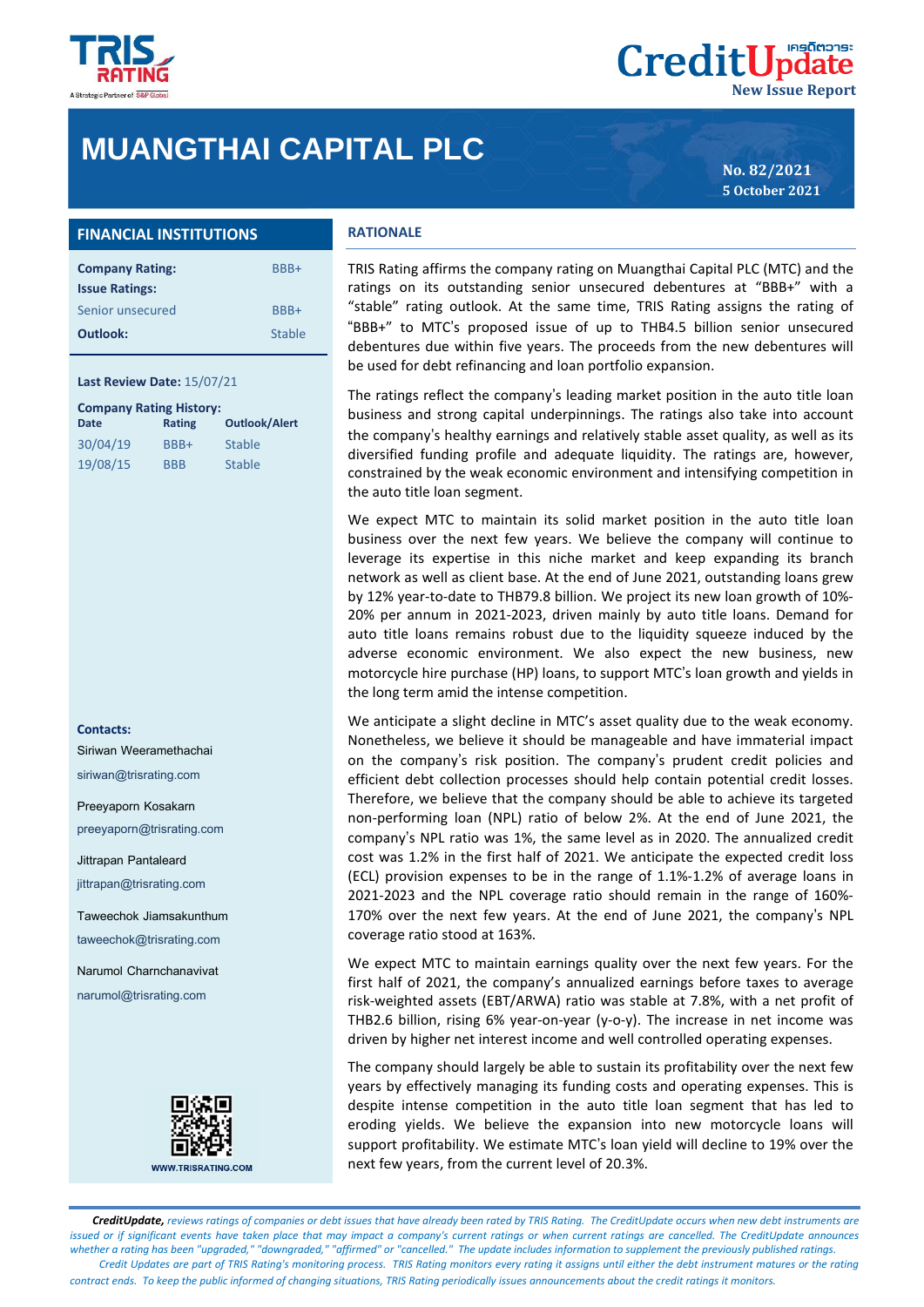# MUANGTHAI CAPITAL PLC

CreditUpdate
New Issue Report

No. 82/2021
5 October 2021

## FINANCIAL INSTITUTIONS

| | |
|---|---|
| **Company Rating:** | BBB+ |
| **Issue Ratings:** | |
| Senior unsecured | BBB+ |
| **Outlook:** | Stable |

**Last Review Date:** 15/07/21

**Company Rating History:**

| Date | Rating | Outlook/Alert |
|---|---|---|
| 30/04/19 | BBB+ | Stable |
| 19/08/15 | BBB | Stable |

**Contacts:**

Siriwan Weeramethachai
siriwan@trisrating.com

Preeyaporn Kosakarn
preeyaporn@trisrating.com

Jittrapan Pantaleard
jittrapan@trisrating.com

Taweechok Jiamsakunthum
taweechok@trisrating.com

Narumol Charnchanavivat
narumol@trisrating.com

WWW.TRISRATING.COM

## RATIONALE

TRIS Rating affirms the company rating on Muangthai Capital PLC (MTC) and the ratings on its outstanding senior unsecured debentures at "BBB+" with a "stable" rating outlook. At the same time, TRIS Rating assigns the rating of "BBB+" to MTC's proposed issue of up to THB4.5 billion senior unsecured debentures due within five years. The proceeds from the new debentures will be used for debt refinancing and loan portfolio expansion.

The ratings reflect the company's leading market position in the auto title loan business and strong capital underpinnings. The ratings also take into account the company's healthy earnings and relatively stable asset quality, as well as its diversified funding profile and adequate liquidity. The ratings are, however, constrained by the weak economic environment and intensifying competition in the auto title loan segment.

We expect MTC to maintain its solid market position in the auto title loan business over the next few years. We believe the company will continue to leverage its expertise in this niche market and keep expanding its branch network as well as client base. At the end of June 2021, outstanding loans grew by 12% year-to-date to THB79.8 billion. We project its new loan growth of 10%-20% per annum in 2021-2023, driven mainly by auto title loans. Demand for auto title loans remains robust due to the liquidity squeeze induced by the adverse economic environment. We also expect the new business, new motorcycle hire purchase (HP) loans, to support MTC's loan growth and yields in the long term amid the intense competition.

We anticipate a slight decline in MTC's asset quality due to the weak economy. Nonetheless, we believe it should be manageable and have immaterial impact on the company's risk position. The company's prudent credit policies and efficient debt collection processes should help contain potential credit losses. Therefore, we believe that the company should be able to achieve its targeted non-performing loan (NPL) ratio of below 2%. At the end of June 2021, the company's NPL ratio was 1%, the same level as in 2020. The annualized credit cost was 1.2% in the first half of 2021. We anticipate the expected credit loss (ECL) provision expenses to be in the range of 1.1%-1.2% of average loans in 2021-2023 and the NPL coverage ratio should remain in the range of 160%-170% over the next few years. At the end of June 2021, the company's NPL coverage ratio stood at 163%.

We expect MTC to maintain earnings quality over the next few years. For the first half of 2021, the company's annualized earnings before taxes to average risk-weighted assets (EBT/ARWA) ratio was stable at 7.8%, with a net profit of THB2.6 billion, rising 6% year-on-year (y-o-y). The increase in net income was driven by higher net interest income and well controlled operating expenses.

The company should largely be able to sustain its profitability over the next few years by effectively managing its funding costs and operating expenses. This is despite intense competition in the auto title loan segment that has led to eroding yields. We believe the expansion into motorcycle loans will support profitability. We estimate MTC's loan yield will decline to 19% over the next few years, from the current level of 20.3%.

---

*__CreditUpdate,__ reviews ratings of companies or debt issues that have already been rated by TRIS Rating. The CreditUpdate occurs when new debt instruments are issued or if significant events have taken place that may impact a company's current ratings or when current ratings are cancelled. The CreditUpdate announces whether a rating has been "upgraded," "downgraded," "affirmed" or "cancelled." The update includes information to supplement the previously published ratings.*

*Credit Updates are part of TRIS Rating's monitoring process. TRIS Rating monitors every rating it assigns until either the debt instrument matures or the rating contract ends. To keep the public informed of changing situations, TRIS Rating periodically issues announcements about the credit ratings it monitors.*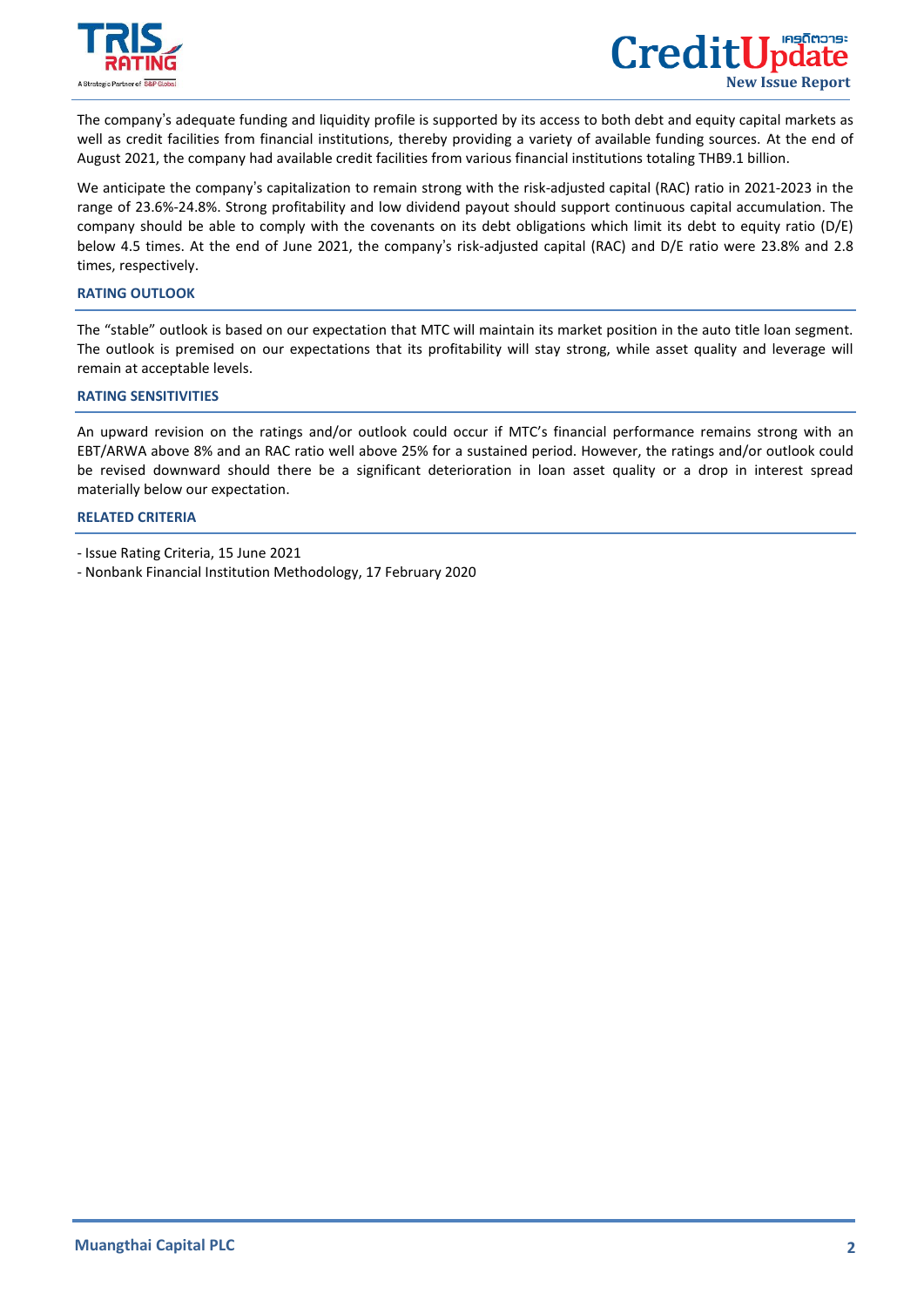The company's adequate funding and liquidity profile is supported by its access to both debt and equity capital markets as well as credit facilities from financial institutions, thereby providing a variety of available funding sources. At the end of August 2021, the company had available credit facilities from various financial institutions totaling THB9.1 billion.

We anticipate the company's capitalization to remain strong with the risk-adjusted capital (RAC) ratio in 2021-2023 in the range of 23.6%-24.8%. Strong profitability and low dividend payout should support continuous capital accumulation. The company should be able to comply with the covenants on its debt obligations which limit its debt to equity ratio (D/E) below 4.5 times. At the end of June 2021, the company's risk-adjusted capital (RAC) and D/E ratio were 23.8% and 2.8 times, respectively.

## RATING OUTLOOK

The "stable" outlook is based on our expectation that MTC will maintain its market position in the auto title loan segment. The outlook is premised on our expectations that its profitability will stay strong, while asset quality and leverage will remain at acceptable levels.

## RATING SENSITIVITIES

An upward revision on the ratings and/or outlook could occur if MTC's financial performance remains strong with an EBT/ARWA above 8% and an RAC ratio well above 25% for a sustained period. However, the ratings and/or outlook could be revised downward should there be a significant deterioration in loan asset quality or a drop in interest spread materially below our expectation.

## RELATED CRITERIA

- Issue Rating Criteria, 15 June 2021
- Nonbank Financial Institution Methodology, 17 February 2020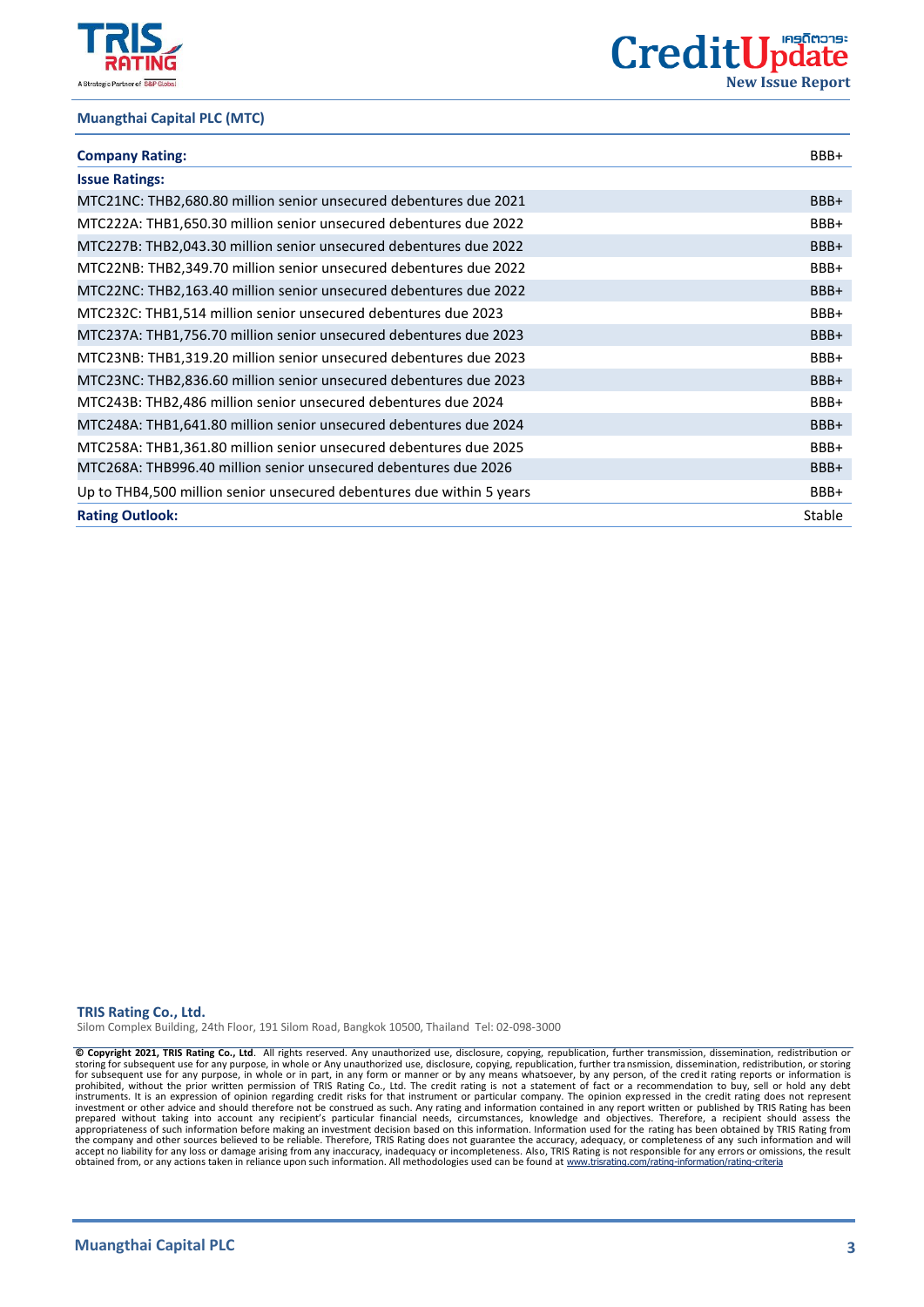**Muangthai Capital PLC (MTC)**

| | |
|---|---|
| **Company Rating:** | BBB+ |
| **Issue Ratings:** | |
| MTC21NC: THB2,680.80 million senior unsecured debentures due 2021 | BBB+ |
| MTC222A: THB1,650.30 million senior unsecured debentures due 2022 | BBB+ |
| MTC227B: THB2,043.30 million senior unsecured debentures due 2022 | BBB+ |
| MTC22NB: THB2,349.70 million senior unsecured debentures due 2022 | BBB+ |
| MTC22NC: THB2,163.40 million senior unsecured debentures due 2022 | BBB+ |
| MTC232C: THB1,514 million senior unsecured debentures due 2023 | BBB+ |
| MTC237A: THB1,756.70 million senior unsecured debentures due 2023 | BBB+ |
| MTC23NB: THB1,319.20 million senior unsecured debentures due 2023 | BBB+ |
| MTC23NC: THB2,836.60 million senior unsecured debentures due 2023 | BBB+ |
| MTC243B: THB2,486 million senior unsecured debentures due 2024 | BBB+ |
| MTC248A: THB1,641.80 million senior unsecured debentures due 2024 | BBB+ |
| MTC258A: THB1,361.80 million senior unsecured debentures due 2025 | BBB+ |
| MTC268A: THB996.40 million senior unsecured debentures due 2026 | BBB+ |
| Up to THB4,500 million senior unsecured debentures due within 5 years | BBB+ |
| **Rating Outlook:** | Stable |

**TRIS Rating Co., Ltd.**

Silom Complex Building, 24th Floor, 191 Silom Road, Bangkok 10500, Thailand Tel: 02-098-3000

**© Copyright 2021, TRIS Rating Co., Ltd**. All rights reserved. Any unauthorized use, disclosure, copying, republication, further transmission, dissemination, redistribution or storing for subsequent use for any purpose, in whole or Any unauthorized use, disclosure, copying, republication, further transmission, dissemination, redistribution, or storing for subsequent use for any purpose, in whole or in part, in any form or manner or by any means whatsoever, by any person, of the credit rating reports or information is prohibited, without the prior written permission of TRIS Rating Co., Ltd. The credit rating is not a statement of fact or a recommendation to buy, sell or hold any debt instruments. It is an expression of opinion regarding credit risks for that instrument or particular company. The opinion expressed in the credit rating does not represent investment or other advice and should therefore not be construed as such. Any rating and information contained in any report written or published by TRIS Rating has been prepared without taking into account any recipient's particular financial needs, circumstances, knowledge and objectives. Therefore, a recipient should assess the appropriateness of such information before making an investment decision based on this information. Information used for the rating has been obtained by TRIS Rating from the company and other sources believed to be reliable. Therefore, TRIS Rating does not guarantee the accuracy, adequacy, or completeness of any such information and will accept no liability for any loss or damage arising from any inaccuracy, inadequacy or incompleteness. Also, TRIS Rating is not responsible for any errors or omissions, the result obtained from, or any actions taken in reliance upon such information. All methodologies used can be found at www.trisrating.com/rating-information/rating-criteria